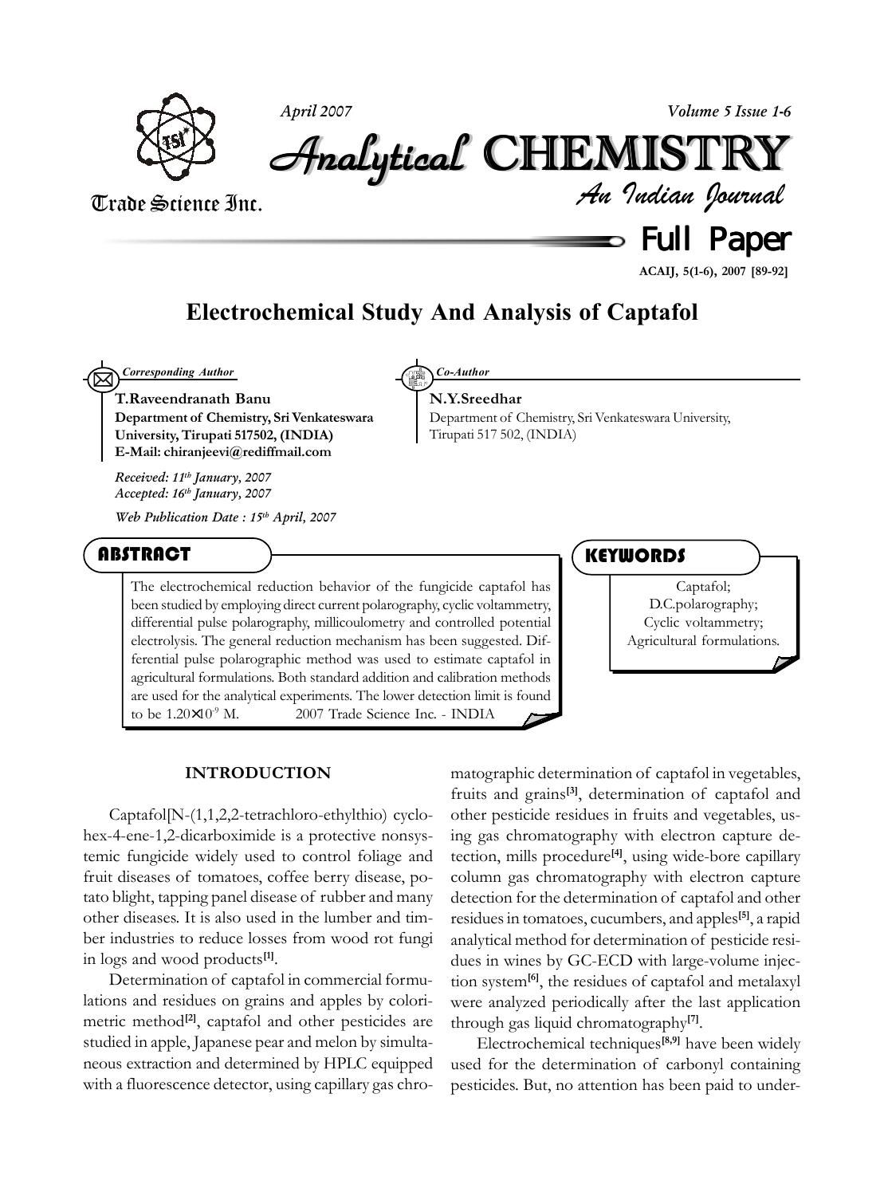# Electrochemical Study And Analysis of Captafol

*Corresponding Author*

**T.Raveendranath Banu**
**Department of Chemistry, Sri Venkateswara University, Tirupati 517502, (INDIA)**
**E-Mail: chiranjeevi@rediffmail.com**

*Received: 11th January, 2007*
*Accepted: 16th January, 2007*

*Web Publication Date : 15th April, 2007*

*Co-Author*

**N.Y.Sreedhar**
Department of Chemistry, Sri Venkateswara University, Tirupati 517 502, (INDIA)

## ABSTRACT

The electrochemical reduction behavior of the fungicide captafol has been studied by employing direct current polarography, cyclic voltammetry, differential pulse polarography, millicoulometry and controlled potential electrolysis. The general reduction mechanism has been suggested. Differential pulse polarographic method was used to estimate captafol in agricultural formulations. Both standard addition and calibration methods are used for the analytical experiments. The lower detection limit is found to be $1.20\times10^{-9}$ M. 2007 Trade Science Inc. - INDIA

## KEYWORDS

Captafol;
D.C.polarography;
Cyclic voltammetry;
Agricultural formulations.

## INTRODUCTION

Captafol[N-(1,1,2,2-tetrachloro-ethylthio) cyclohex-4-ene-1,2-dicarboximide is a protective nonsystemic fungicide widely used to control foliage and fruit diseases of tomatoes, coffee berry disease, potato blight, tapping panel disease of rubber and many other diseases. It is also used in the lumber and timber industries to reduce losses from wood rot fungi in logs and wood products[1].

Determination of captafol in commercial formulations and residues on grains and apples by colorimetric method[2], captafol and other pesticides are studied in apple, Japanese pear and melon by simultaneous extraction and determined by HPLC equipped with a fluorescence detector, using capillary gas chromatographic determination of captafol in vegetables, fruits and grains[3], determination of captafol and other pesticide residues in fruits and vegetables, using gas chromatography with electron capture detection, mills procedure[4], using wide-bore capillary column gas chromatography with electron capture detection for the determination of captafol and other residues in tomatoes, cucumbers, and apples[5], a rapid analytical method for determination of pesticide residues in wines by GC-ECD with large-volume injection system[6], the residues of captafol and metalaxyl were analyzed periodically after the last application through gas liquid chromatography[7].

Electrochemical techniques[8,9] have been widely used for the determination of carbonyl containing pesticides. But, no attention has been paid to under-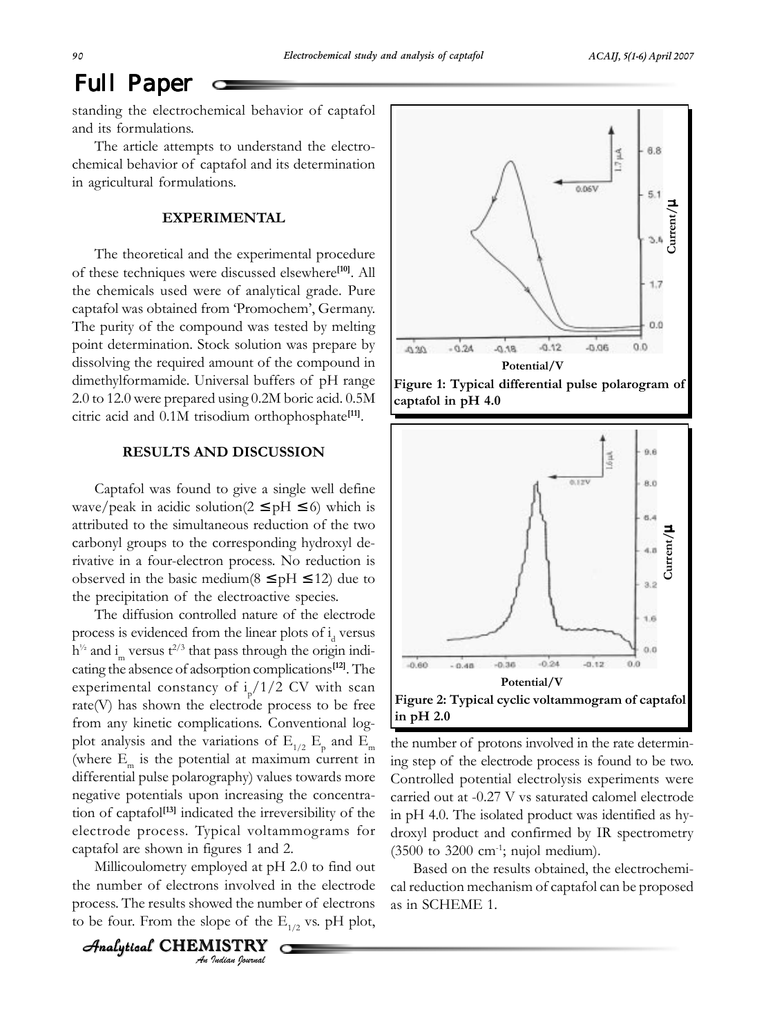standing the electrochemical behavior of captafol and its formulations.

The article attempts to understand the electrochemical behavior of captafol and its determination in agricultural formulations.

## EXPERIMENTAL

The theoretical and the experimental procedure of these techniques were discussed elsewhere[10]. All the chemicals used were of analytical grade. Pure captafol was obtained from 'Promochem', Germany. The purity of the compound was tested by melting point determination. Stock solution was prepare by dissolving the required amount of the compound in dimethylformamide. Universal buffers of pH range 2.0 to 12.0 were prepared using 0.2M boric acid. 0.5M citric acid and 0.1M trisodium orthophosphate[11].

## RESULTS AND DISCUSSION

Captafol was found to give a single well define wave/peak in acidic solution($2 \leq pH \leq 6$) which is attributed to the simultaneous reduction of the two carbonyl groups to the corresponding hydroxyl derivative in a four-electron process. No reduction is observed in the basic medium($8 \leq pH \leq 12$) due to the precipitation of the electroactive species.

The diffusion controlled nature of the electrode process is evidenced from the linear plots of $i_d$ versus $h^{1/2}$ and $i_m$ versus $t^{2/3}$ that pass through the origin indicating the absence of adsorption complications[12]. The experimental constancy of $i_p/1/2$ CV with scan rate(V) has shown the electrode process to be free from any kinetic complications. Conventional log-plot analysis and the variations of $E_{1/2}$ $E_p$ and $E_m$ (where $E_m$ is the potential at maximum current in differential pulse polarography) values towards more negative potentials upon increasing the concentration of captafol[13] indicated the irreversibility of the electrode process. Typical voltammograms for captafol are shown in figures 1 and 2.

Millicoulometry employed at pH 2.0 to find out the number of electrons involved in the electrode process. The results showed the number of electrons to be four. From the slope of the $E_{1/2}$ vs. pH plot, the number of protons involved in the rate determining step of the electrode process is found to be two. Controlled potential electrolysis experiments were carried out at -0.27 V vs saturated calomel electrode in pH 4.0. The isolated product was identified as hydroxyl product and confirmed by IR spectrometry (3500 to 3200 $cm^{-1}$; nujol medium).

Based on the results obtained, the electrochemical reduction mechanism of captafol can be proposed as in SCHEME 1.

**Figure 1: Typical differential pulse polarogram of captafol in pH 4.0**

**Figure 2: Typical cyclic voltammogram of captafol in pH 2.0**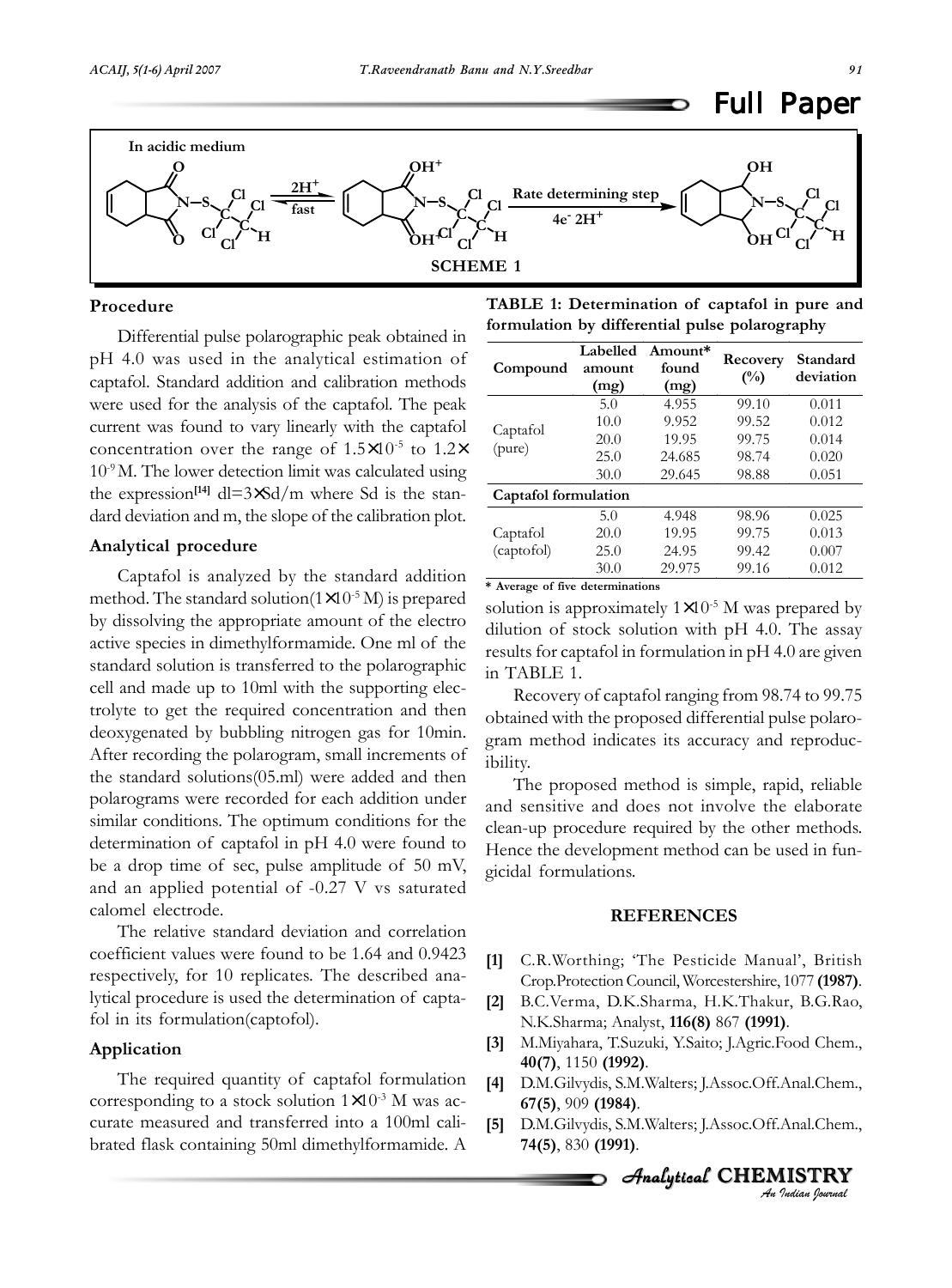In acidic medium

SCHEME 1

## Procedure

Differential pulse polarographic peak obtained in pH 4.0 was used in the analytical estimation of captafol. Standard addition and calibration methods were used for the analysis of the captafol. The peak current was found to vary linearly with the captafol concentration over the range of $1.5\times10^{-5}$ to $1.2\times10^{-9}$ M. The lower detection limit was calculated using the expression[14] dl=3×Sd/m where Sd is the standard deviation and m, the slope of the calibration plot.

## Analytical procedure

Captafol is analyzed by the standard addition method. The standard solution($1\times10^{-5}$ M) is prepared by dissolving the appropriate amount of the electro active species in dimethylformamide. One ml of the standard solution is transferred to the polarographic cell and made up to 10ml with the supporting electrolyte to get the required concentration and then deoxygenated by bubbling nitrogen gas for 10min. After recording the polarogram, small increments of the standard solutions(05.ml) were added and then polarograms were recorded for each addition under similar conditions. The optimum conditions for the determination of captafol in pH 4.0 were found to be a drop time of sec, pulse amplitude of 50 mV, and an applied potential of -0.27 V vs saturated calomel electrode.

The relative standard deviation and correlation coefficient values were found to be 1.64 and 0.9423 respectively, for 10 replicates. The described analytical procedure is used the determination of captafol in its formulation(captofol).

## Application

The required quantity of captafol formulation corresponding to a stock solution $1\times10^{-3}$ M was accurate measured and transferred into a 100ml calibrated flask containing 50ml dimethylformamide. A solution is approximately $1\times10^{-5}$ M was prepared by dilution of stock solution with pH 4.0. The assay results for captafol in formulation in pH 4.0 are given in TABLE 1.

**TABLE 1: Determination of captafol in pure and formulation by differential pulse polarography**

| Compound | Labelled amount (mg) | Amount* found (mg) | Recovery (%) | Standard deviation |
|---|---|---|---|---|
| Captafol (pure) | 5.0 | 4.955 | 99.10 | 0.011 |
| | 10.0 | 9.952 | 99.52 | 0.012 |
| | 20.0 | 19.95 | 99.75 | 0.014 |
| | 25.0 | 24.685 | 98.74 | 0.020 |
| | 30.0 | 29.645 | 98.88 | 0.051 |
| **Captafol formulation** | | | | |
| Captafol (captofol) | 5.0 | 4.948 | 98.96 | 0.025 |
| | 20.0 | 19.95 | 99.75 | 0.013 |
| | 25.0 | 24.95 | 99.42 | 0.007 |
| | 30.0 | 29.975 | 99.16 | 0.012 |

**\* Average of five determinations**

Recovery of captafol ranging from 98.74 to 99.75 obtained with the proposed differential pulse polarogram method indicates its accuracy and reproducibility.

The proposed method is simple, rapid, reliable and sensitive and does not involve the elaborate clean-up procedure required by the other methods. Hence the development method can be used in fungicidal formulations.

## REFERENCES

[1] C.R.Worthing; 'The Pesticide Manual', British Crop.Protection Council, Worcestershire, 1077 **(1987)**.

[2] B.C.Verma, D.K.Sharma, H.K.Thakur, B.G.Rao, N.K.Sharma; Analyst, **116(8)** 867 **(1991)**.

[3] M.Miyahara, T.Suzuki, Y.Saito; J.Agric.Food Chem., **40(7)**, 1150 **(1992)**.

[4] D.M.Gilvydis, S.M.Walters; J.Assoc.Off.Anal.Chem., **67(5)**, 909 **(1984)**.

[5] D.M.Gilvydis, S.M.Walters; J.Assoc.Off.Anal.Chem., **74(5)**, 830 **(1991)**.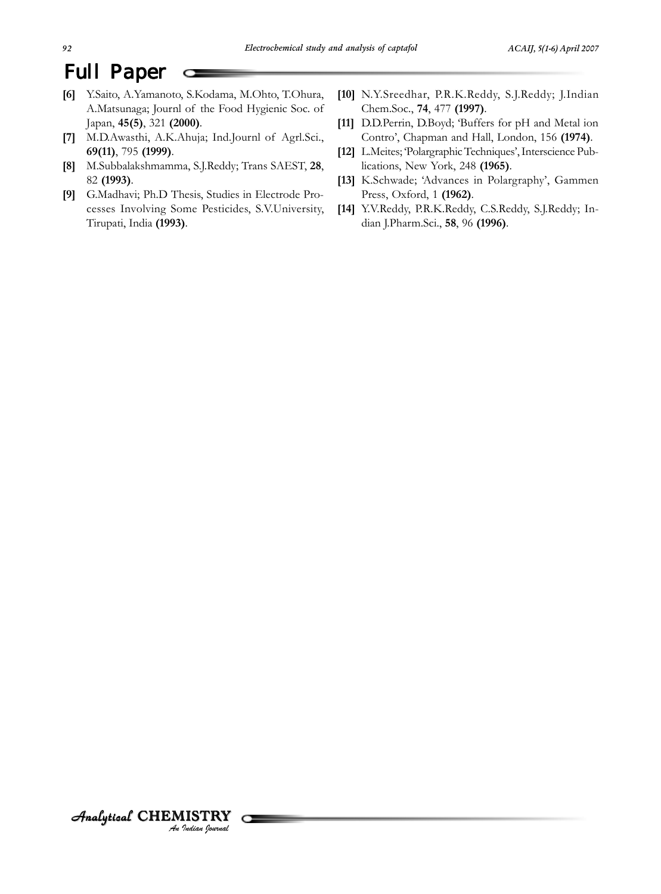[6] Y.Saito, A.Yamanoto, S.Kodama, M.Ohto, T.Ohura, A.Matsunaga; Journl of the Food Hygienic Soc. of Japan, **45(5)**, 321 **(2000)**.

[7] M.D.Awasthi, A.K.Ahuja; Ind.Journl of Agrl.Sci., **69(11)**, 795 **(1999)**.

[8] M.Subbalakshmamma, S.J.Reddy; Trans SAEST, **28**, 82 **(1993)**.

[9] G.Madhavi; Ph.D Thesis, Studies in Electrode Processes Involving Some Pesticides, S.V.University, Tirupati, India **(1993)**.

[10] N.Y.Sreedhar, P.R.K.Reddy, S.J.Reddy; J.Indian Chem.Soc., **74**, 477 **(1997)**.

[11] D.D.Perrin, D.Boyd; 'Buffers for pH and Metal ion Contro', Chapman and Hall, London, 156 **(1974)**.

[12] L.Meites; 'Polargraphic Techniques', Interscience Publications, New York, 248 **(1965)**.

[13] K.Schwade; 'Advances in Polargraphy', Gammen Press, Oxford, 1 **(1962)**.

[14] Y.V.Reddy, P.R.K.Reddy, C.S.Reddy, S.J.Reddy; Indian J.Pharm.Sci., **58**, 96 **(1996)**.